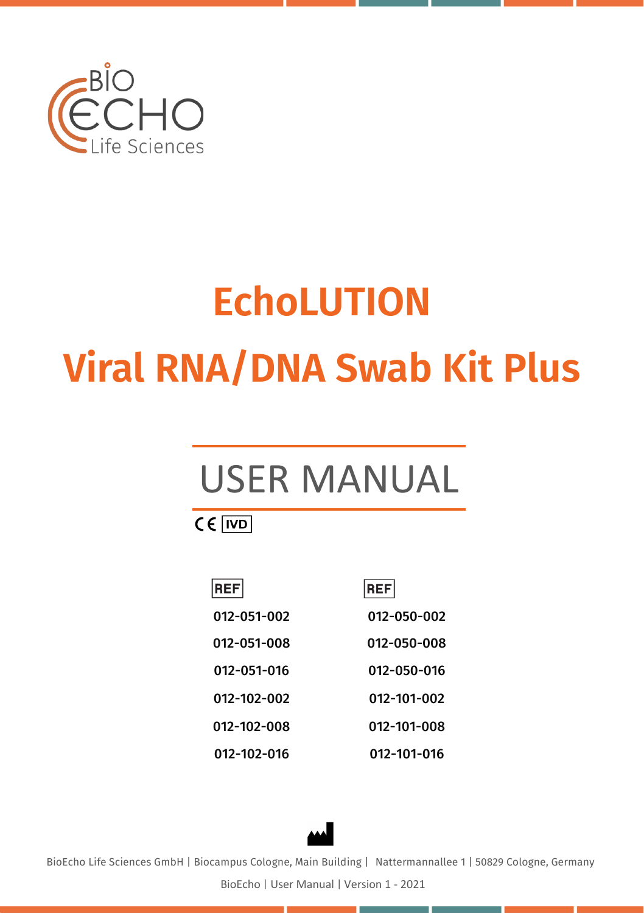BIO ECHO Life Sciences

# EchoLUTION

# Viral RNA/DNA Swab Kit Plus

## USER MANUAL

CE IVD

| REF | REF |
|---|---|
| 012-051-002 | 012-050-002 |
| 012-051-008 | 012-050-008 |
| 012-051-016 | 012-050-016 |
| 012-102-002 | 012-101-002 |
| 012-102-008 | 012-101-008 |
| 012-102-016 | 012-101-016 |

BioEcho Life Sciences GmbH | Biocampus Cologne, Main Building | Nattermannallee 1 | 50829 Cologne, Germany

BioEcho | User Manual | Version 1 - 2021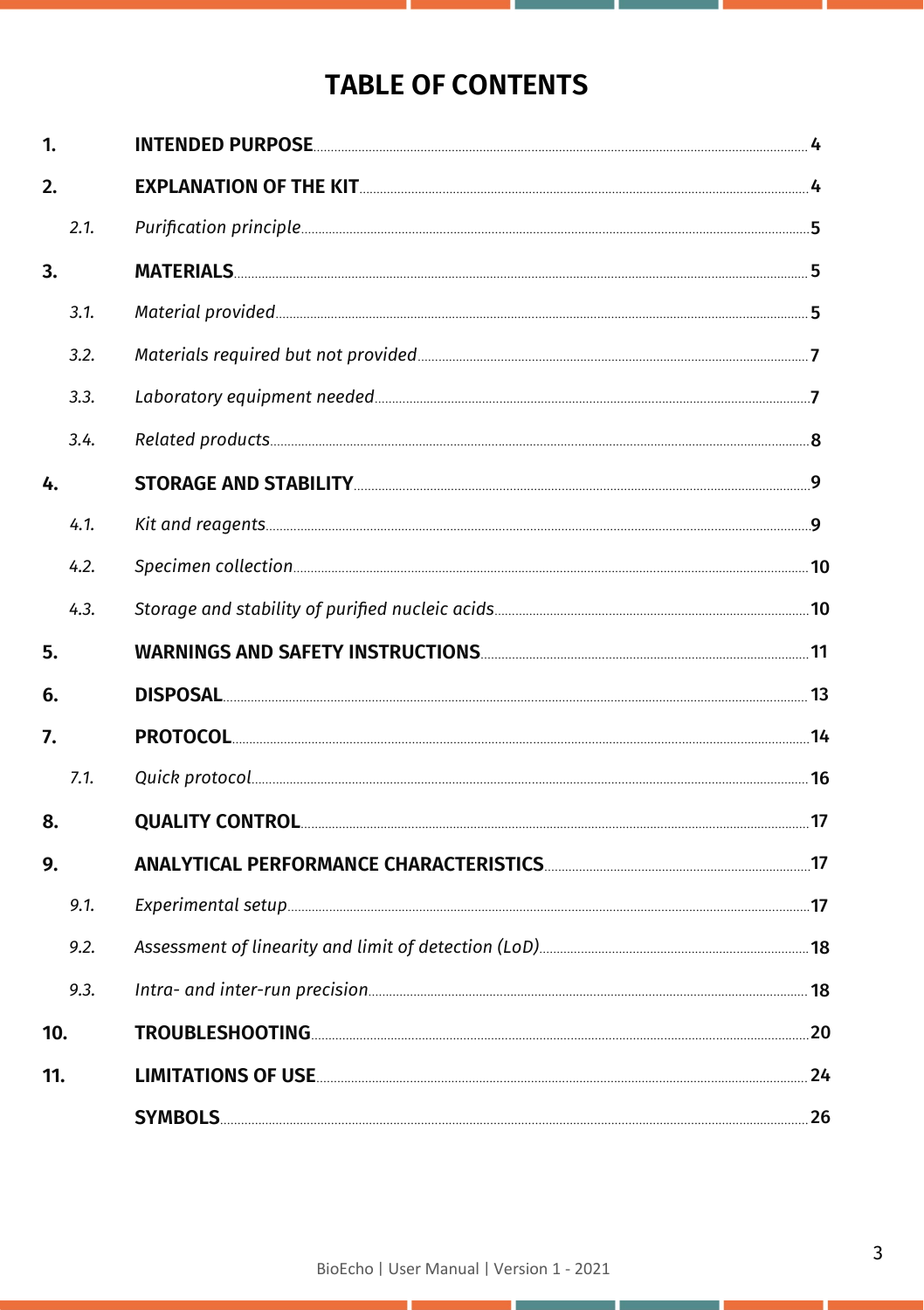# TABLE OF CONTENTS

| | | |
|---|---|---|
| **1.** | **INTENDED PURPOSE** | **4** |
| **2.** | **EXPLANATION OF THE KIT** | **4** |
| *2.1.* | *Purification principle* | **5** |
| **3.** | **MATERIALS** | **5** |
| *3.1.* | *Material provided* | **5** |
| *3.2.* | *Materials required but not provided* | **7** |
| *3.3.* | *Laboratory equipment needed* | **7** |
| *3.4.* | *Related products* | **8** |
| **4.** | **STORAGE AND STABILITY** | **9** |
| *4.1.* | *Kit and reagents* | **9** |
| *4.2.* | *Specimen collection* | **10** |
| *4.3.* | *Storage and stability of purified nucleic acids* | **10** |
| **5.** | **WARNINGS AND SAFETY INSTRUCTIONS** | **11** |
| **6.** | **DISPOSAL** | **13** |
| **7.** | **PROTOCOL** | **14** |
| *7.1.* | *Quick protocol* | **16** |
| **8.** | **QUALITY CONTROL** | **17** |
| **9.** | **ANALYTICAL PERFORMANCE CHARACTERISTICS** | **17** |
| *9.1.* | *Experimental setup* | **17** |
| *9.2.* | *Assessment of linearity and limit of detection (LoD)* | **18** |
| *9.3.* | *Intra- and inter-run precision* | **18** |
| **10.** | **TROUBLESHOOTING** | **20** |
| **11.** | **LIMITATIONS OF USE** | **24** |
| | **SYMBOLS** | **26** |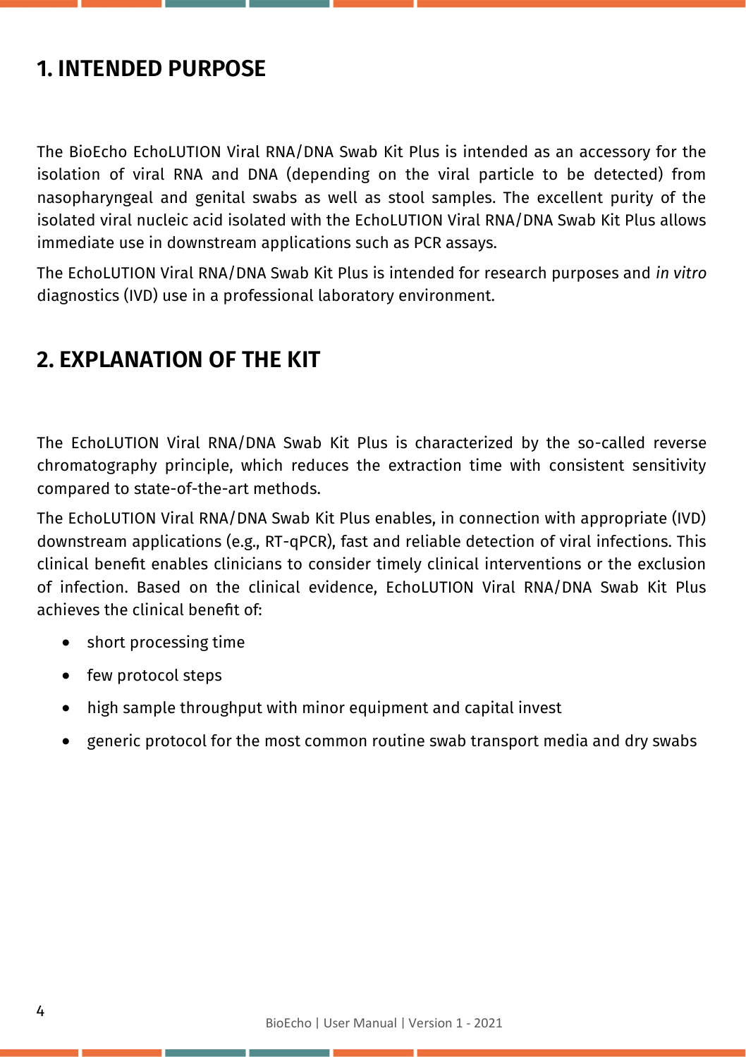## 1. INTENDED PURPOSE

The BioEcho EchoLUTION Viral RNA/DNA Swab Kit Plus is intended as an accessory for the isolation of viral RNA and DNA (depending on the viral particle to be detected) from nasopharyngeal and genital swabs as well as stool samples. The excellent purity of the isolated viral nucleic acid isolated with the EchoLUTION Viral RNA/DNA Swab Kit Plus allows immediate use in downstream applications such as PCR assays.

The EchoLUTION Viral RNA/DNA Swab Kit Plus is intended for research purposes and *in vitro* diagnostics (IVD) use in a professional laboratory environment.

## 2. EXPLANATION OF THE KIT

The EchoLUTION Viral RNA/DNA Swab Kit Plus is characterized by the so-called reverse chromatography principle, which reduces the extraction time with consistent sensitivity compared to state-of-the-art methods.

The EchoLUTION Viral RNA/DNA Swab Kit Plus enables, in connection with appropriate (IVD) downstream applications (e.g., RT-qPCR), fast and reliable detection of viral infections. This clinical benefit enables clinicians to consider timely clinical interventions or the exclusion of infection. Based on the clinical evidence, EchoLUTION Viral RNA/DNA Swab Kit Plus achieves the clinical benefit of:

- short processing time
- few protocol steps
- high sample throughput with minor equipment and capital invest
- generic protocol for the most common routine swab transport media and dry swabs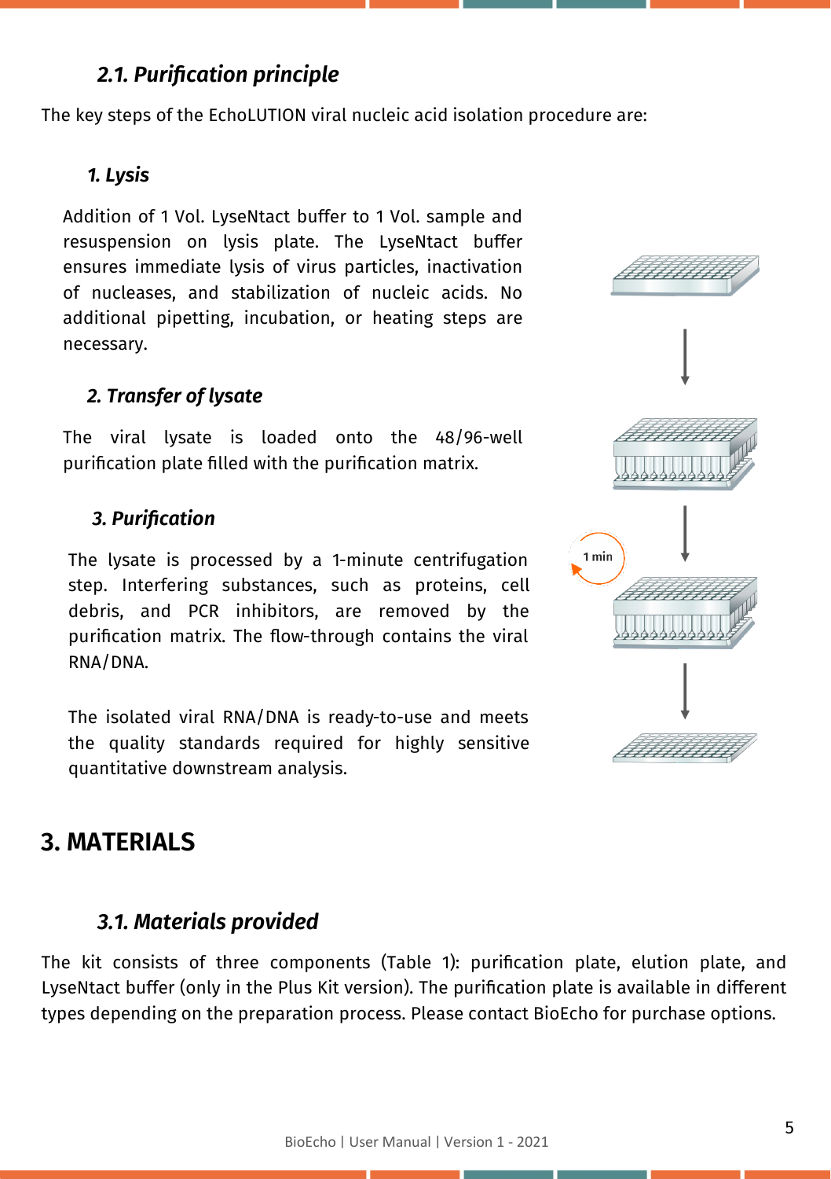### 2.1. Purification principle

The key steps of the EchoLUTION viral nucleic acid isolation procedure are:

#### 1. Lysis

Addition of 1 Vol. LyseNtact buffer to 1 Vol. sample and resuspension on lysis plate. The LyseNtact buffer ensures immediate lysis of virus particles, inactivation of nucleases, and stabilization of nucleic acids. No additional pipetting, incubation, or heating steps are necessary.

#### 2. Transfer of lysate

The viral lysate is loaded onto the 48/96-well purification plate filled with the purification matrix.

#### 3. Purification

The lysate is processed by a 1-minute centrifugation step. Interfering substances, such as proteins, cell debris, and PCR inhibitors, are removed by the purification matrix. The flow-through contains the viral RNA/DNA.

The isolated viral RNA/DNA is ready-to-use and meets the quality standards required for highly sensitive quantitative downstream analysis.

## 3. MATERIALS

### 3.1. Materials provided

The kit consists of three components (Table 1): purification plate, elution plate, and LyseNtact buffer (only in the Plus Kit version). The purification plate is available in different types depending on the preparation process. Please contact BioEcho for purchase options.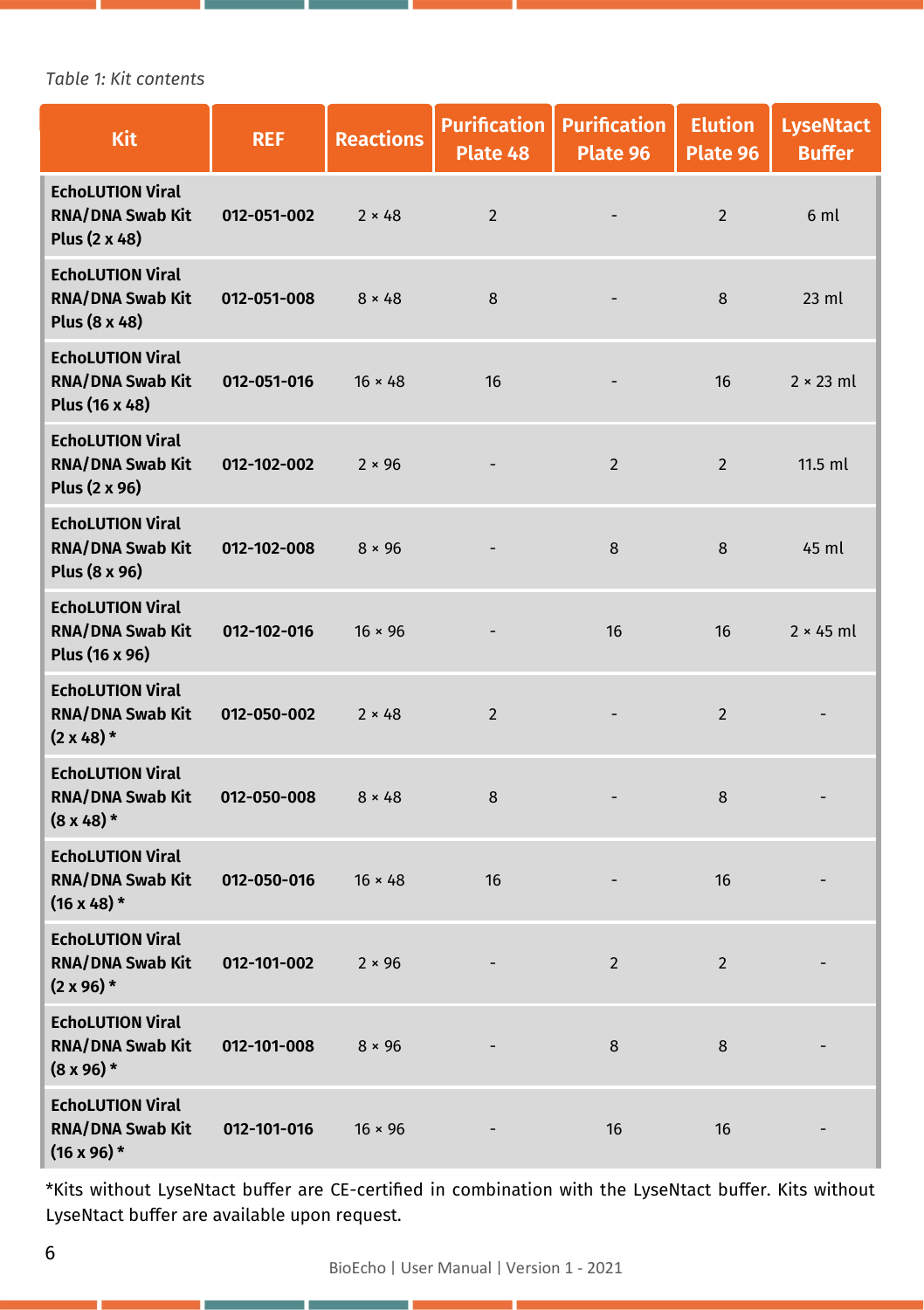*Table 1: Kit contents*

| Kit | REF | Reactions | Purification Plate 48 | Purification Plate 96 | Elution Plate 96 | LyseNtact Buffer |
|---|---|---|---|---|---|---|
| **EchoLUTION Viral RNA/DNA Swab Kit Plus (2 x 48)** | **012-051-002** | 2 × 48 | 2 | - | 2 | 6 ml |
| **EchoLUTION Viral RNA/DNA Swab Kit Plus (8 x 48)** | **012-051-008** | 8 × 48 | 8 | - | 8 | 23 ml |
| **EchoLUTION Viral RNA/DNA Swab Kit Plus (16 x 48)** | **012-051-016** | 16 × 48 | 16 | - | 16 | 2 × 23 ml |
| **EchoLUTION Viral RNA/DNA Swab Kit Plus (2 x 96)** | **012-102-002** | 2 × 96 | - | 2 | 2 | 11.5 ml |
| **EchoLUTION Viral RNA/DNA Swab Kit Plus (8 x 96)** | **012-102-008** | 8 × 96 | - | 8 | 8 | 45 ml |
| **EchoLUTION Viral RNA/DNA Swab Kit Plus (16 x 96)** | **012-102-016** | 16 × 96 | - | 16 | 16 | 2 × 45 ml |
| **EchoLUTION Viral RNA/DNA Swab Kit (2 x 48) *** | **012-050-002** | 2 × 48 | 2 | - | 2 | - |
| **EchoLUTION Viral RNA/DNA Swab Kit (8 x 48) *** | **012-050-008** | 8 × 48 | 8 | - | 8 | - |
| **EchoLUTION Viral RNA/DNA Swab Kit (16 x 48) *** | **012-050-016** | 16 × 48 | 16 | - | 16 | - |
| **EchoLUTION Viral RNA/DNA Swab Kit (2 x 96) *** | **012-101-002** | 2 × 96 | - | 2 | 2 | - |
| **EchoLUTION Viral RNA/DNA Swab Kit (8 x 96) *** | **012-101-008** | 8 × 96 | - | 8 | 8 | - |
| **EchoLUTION Viral RNA/DNA Swab Kit (16 x 96) *** | **012-101-016** | 16 × 96 | - | 16 | 16 | - |

*Kits without LyseNtact buffer are CE-certified in combination with the LyseNtact buffer. Kits without LyseNtact buffer are available upon request.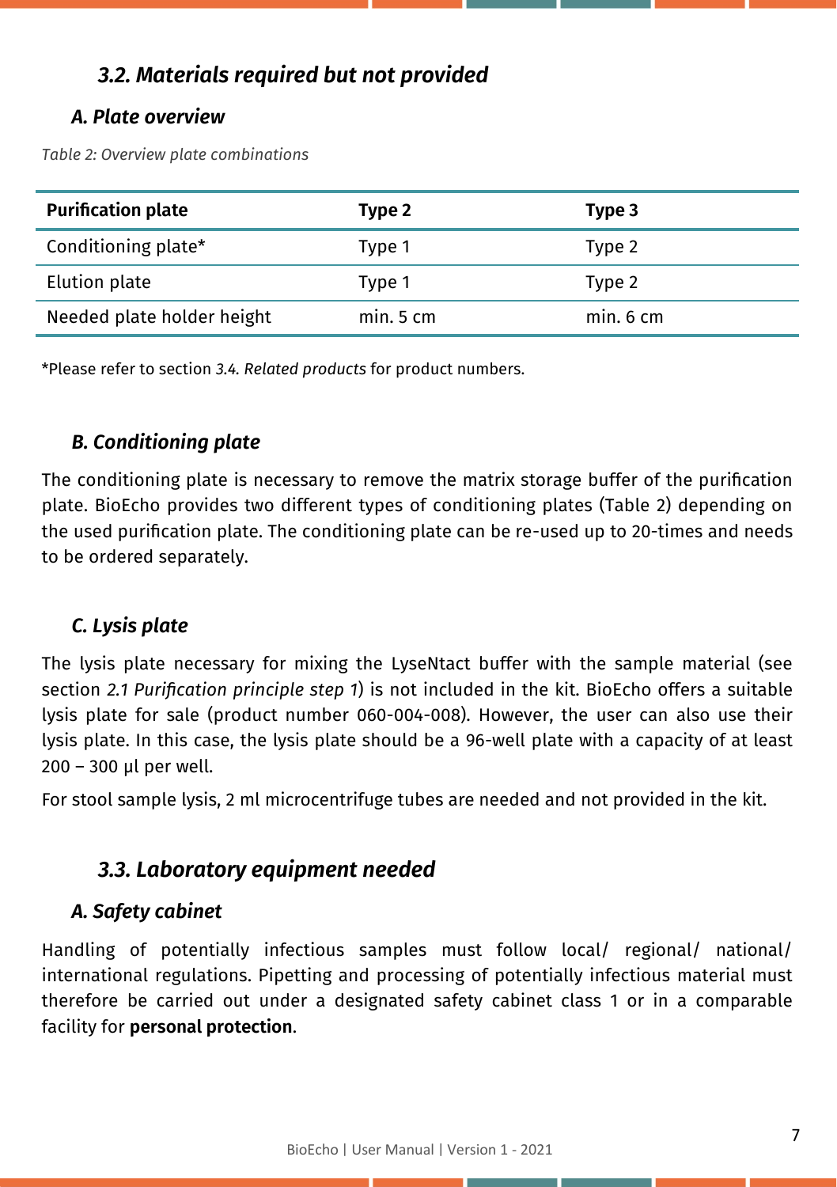### *3.2. Materials required but not provided*

#### *A. Plate overview*

*Table 2: Overview plate combinations*

| Purification plate | Type 2 | Type 3 |
|---|---|---|
| Conditioning plate* | Type 1 | Type 2 |
| Elution plate | Type 1 | Type 2 |
| Needed plate holder height | min. 5 cm | min. 6 cm |

*Please refer to section *3.4. Related products* for product numbers.

#### *B. Conditioning plate*

The conditioning plate is necessary to remove the matrix storage buffer of the purification plate. BioEcho provides two different types of conditioning plates (Table 2) depending on the used purification plate. The conditioning plate can be re-used up to 20-times and needs to be ordered separately.

#### *C. Lysis plate*

The lysis plate necessary for mixing the LyseNtact buffer with the sample material (see section *2.1 Purification principle step 1*) is not included in the kit. BioEcho offers a suitable lysis plate for sale (product number 060-004-008). However, the user can also use their lysis plate. In this case, the lysis plate should be a 96-well plate with a capacity of at least 200 – 300 µl per well.

For stool sample lysis, 2 ml microcentrifuge tubes are needed and not provided in the kit.

### *3.3. Laboratory equipment needed*

#### *A. Safety cabinet*

Handling of potentially infectious samples must follow local/ regional/ national/ international regulations. Pipetting and processing of potentially infectious material must therefore be carried out under a designated safety cabinet class 1 or in a comparable facility for **personal protection**.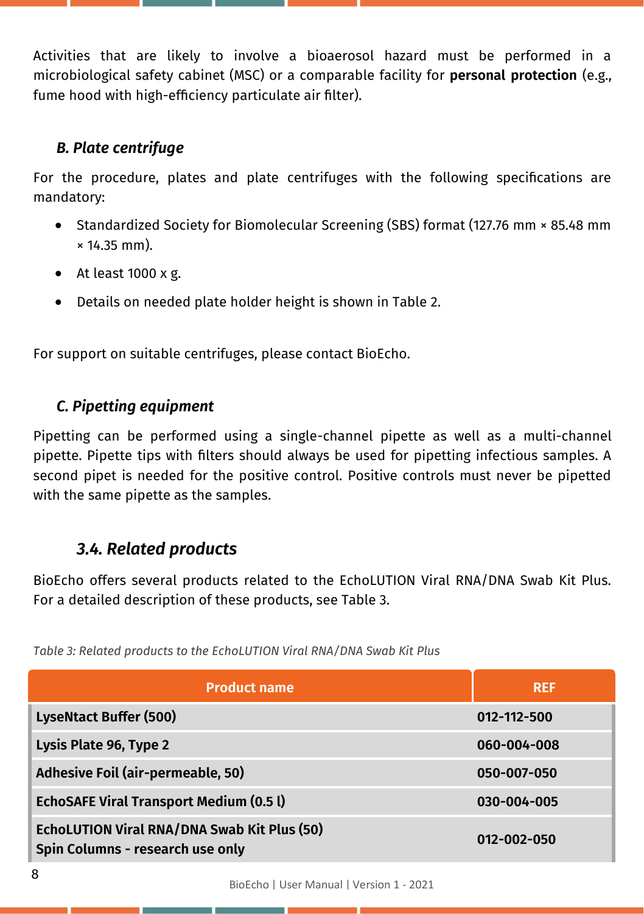Activities that are likely to involve a bioaerosol hazard must be performed in a microbiological safety cabinet (MSC) or a comparable facility for **personal protection** (e.g., fume hood with high-efficiency particulate air filter).

### *B. Plate centrifuge*

For the procedure, plates and plate centrifuges with the following specifications are mandatory:

- Standardized Society for Biomolecular Screening (SBS) format (127.76 mm × 85.48 mm × 14.35 mm).
- At least 1000 x g.
- Details on needed plate holder height is shown in Table 2.

For support on suitable centrifuges, please contact BioEcho.

### *C. Pipetting equipment*

Pipetting can be performed using a single-channel pipette as well as a multi-channel pipette. Pipette tips with filters should always be used for pipetting infectious samples. A second pipet is needed for the positive control. Positive controls must never be pipetted with the same pipette as the samples.

## *3.4. Related products*

BioEcho offers several products related to the EchoLUTION Viral RNA/DNA Swab Kit Plus. For a detailed description of these products, see Table 3.

*Table 3: Related products to the EchoLUTION Viral RNA/DNA Swab Kit Plus*

| Product name | REF |
|---|---|
| **LyseNtact Buffer (500)** | **012-112-500** |
| **Lysis Plate 96, Type 2** | **060-004-008** |
| **Adhesive Foil (air-permeable, 50)** | **050-007-050** |
| **EchoSAFE Viral Transport Medium (0.5 l)** | **030-004-005** |
| **EchoLUTION Viral RNA/DNA Swab Kit Plus (50) Spin Columns - research use only** | **012-002-050** |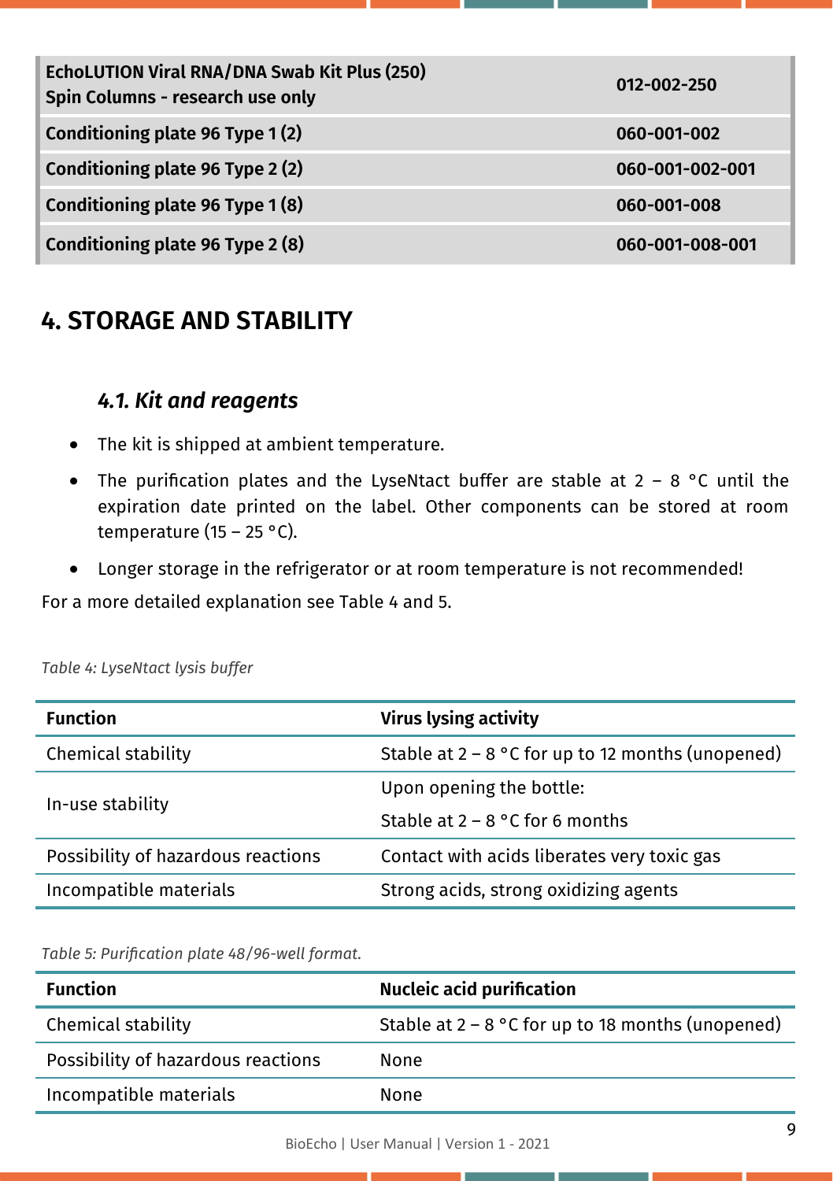| | |
|---|---|
| **EchoLUTION Viral RNA/DNA Swab Kit Plus (250) Spin Columns - research use only** | **012-002-250** |
| **Conditioning plate 96 Type 1 (2)** | **060-001-002** |
| **Conditioning plate 96 Type 2 (2)** | **060-001-002-001** |
| **Conditioning plate 96 Type 1 (8)** | **060-001-008** |
| **Conditioning plate 96 Type 2 (8)** | **060-001-008-001** |

# 4. STORAGE AND STABILITY

## *4.1. Kit and reagents*

- The kit is shipped at ambient temperature.
- The purification plates and the LyseNtact buffer are stable at 2 – 8 °C until the expiration date printed on the label. Other components can be stored at room temperature (15 – 25 °C).
- Longer storage in the refrigerator or at room temperature is not recommended!

For a more detailed explanation see Table 4 and 5.

*Table 4: LyseNtact lysis buffer*

| Function | Virus lysing activity |
|---|---|
| Chemical stability | Stable at 2 – 8 °C for up to 12 months (unopened) |
| In-use stability | Upon opening the bottle: Stable at 2 – 8 °C for 6 months |
| Possibility of hazardous reactions | Contact with acids liberates very toxic gas |
| Incompatible materials | Strong acids, strong oxidizing agents |

*Table 5: Purification plate 48/96-well format.*

| Function | Nucleic acid purification |
|---|---|
| Chemical stability | Stable at 2 – 8 °C for up to 18 months (unopened) |
| Possibility of hazardous reactions | None |
| Incompatible materials | None |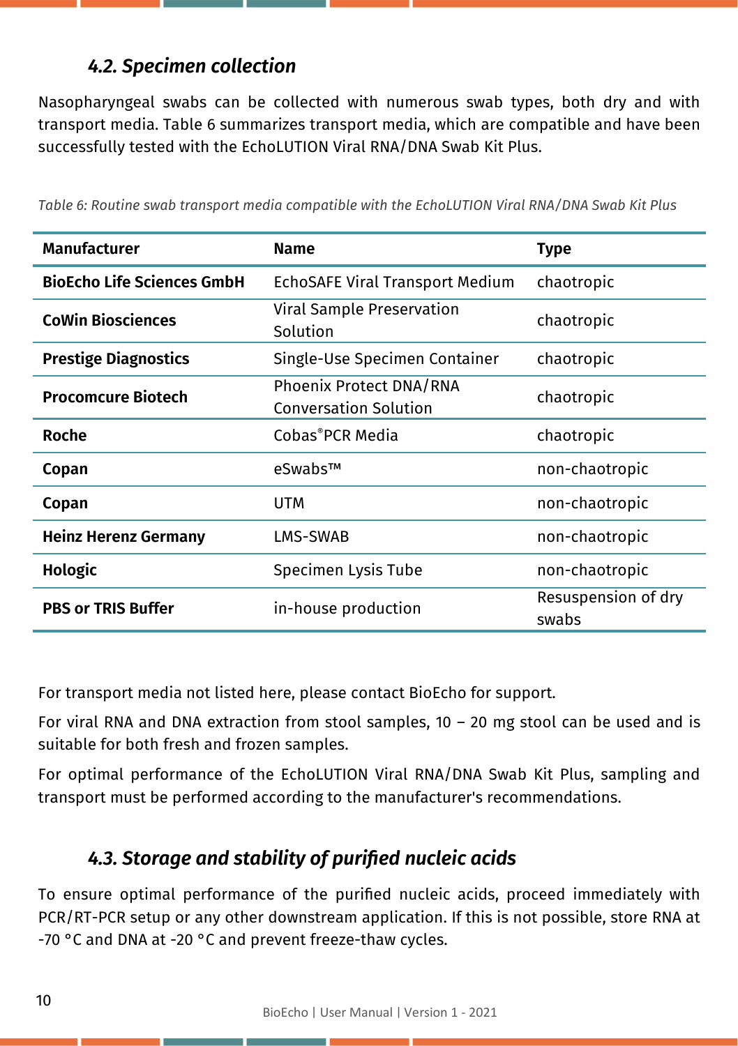### 4.2. Specimen collection

Nasopharyngeal swabs can be collected with numerous swab types, both dry and with transport media. Table 6 summarizes transport media, which are compatible and have been successfully tested with the EchoLUTION Viral RNA/DNA Swab Kit Plus.

*Table 6: Routine swab transport media compatible with the EchoLUTION Viral RNA/DNA Swab Kit Plus*

| Manufacturer | Name | Type |
|---|---|---|
| **BioEcho Life Sciences GmbH** | EchoSAFE Viral Transport Medium | chaotropic |
| **CoWin Biosciences** | Viral Sample Preservation Solution | chaotropic |
| **Prestige Diagnostics** | Single-Use Specimen Container | chaotropic |
| **Procomcure Biotech** | Phoenix Protect DNA/RNA Conversation Solution | chaotropic |
| **Roche** | Cobas®PCR Media | chaotropic |
| **Copan** | eSwabs™ | non-chaotropic |
| **Copan** | UTM | non-chaotropic |
| **Heinz Herenz Germany** | LMS-SWAB | non-chaotropic |
| **Hologic** | Specimen Lysis Tube | non-chaotropic |
| **PBS or TRIS Buffer** | in-house production | Resuspension of dry swabs |

For transport media not listed here, please contact BioEcho for support.

For viral RNA and DNA extraction from stool samples, 10 – 20 mg stool can be used and is suitable for both fresh and frozen samples.

For optimal performance of the EchoLUTION Viral RNA/DNA Swab Kit Plus, sampling and transport must be performed according to the manufacturer's recommendations.

### 4.3. Storage and stability of purified nucleic acids

To ensure optimal performance of the purified nucleic acids, proceed immediately with PCR/RT-PCR setup or any other downstream application. If this is not possible, store RNA at -70 °C and DNA at -20 °C and prevent freeze-thaw cycles.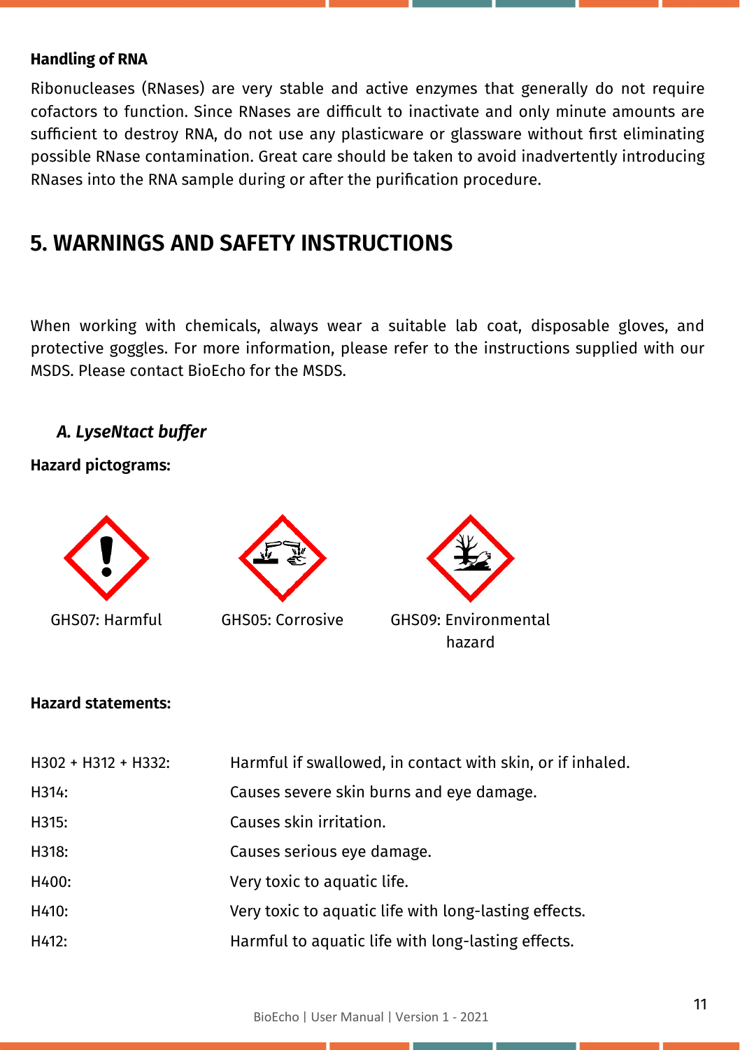**Handling of RNA**

Ribonucleases (RNases) are very stable and active enzymes that generally do not require cofactors to function. Since RNases are difficult to inactivate and only minute amounts are sufficient to destroy RNA, do not use any plasticware or glassware without first eliminating possible RNase contamination. Great care should be taken to avoid inadvertently introducing RNases into the RNA sample during or after the purification procedure.

# 5. WARNINGS AND SAFETY INSTRUCTIONS

When working with chemicals, always wear a suitable lab coat, disposable gloves, and protective goggles. For more information, please refer to the instructions supplied with our MSDS. Please contact BioEcho for the MSDS.

### *A. LyseNtact buffer*

**Hazard pictograms:**

GHS07: Harmful

GHS05: Corrosive

GHS09: Environmental hazard

**Hazard statements:**

| | |
|---|---|
| H302 + H312 + H332: | Harmful if swallowed, in contact with skin, or if inhaled. |
| H314: | Causes severe skin burns and eye damage. |
| H315: | Causes skin irritation. |
| H318: | Causes serious eye damage. |
| H400: | Very toxic to aquatic life. |
| H410: | Very toxic to aquatic life with long-lasting effects. |
| H412: | Harmful to aquatic life with long-lasting effects. |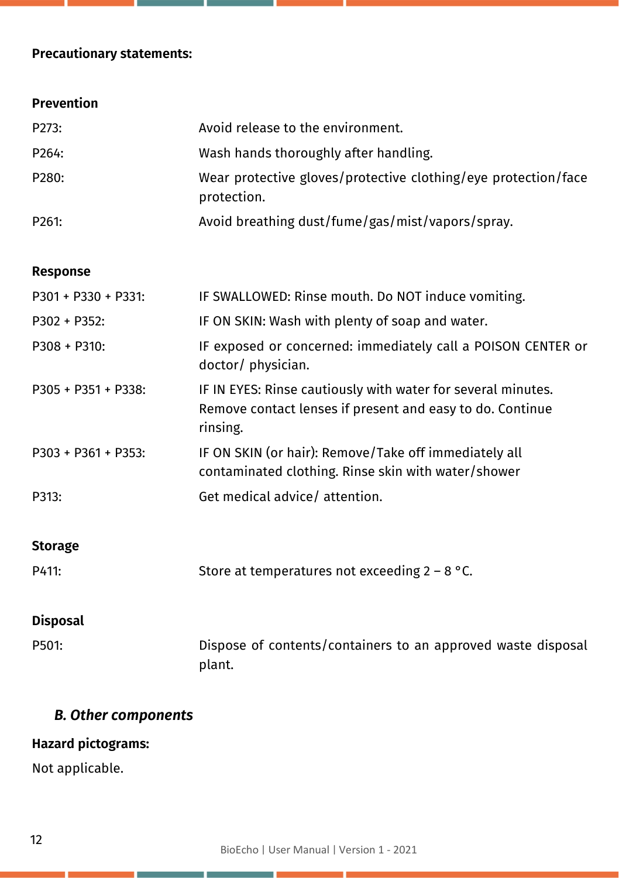**Precautionary statements:**

**Prevention**

| | |
|---|---|
| P273: | Avoid release to the environment. |
| P264: | Wash hands thoroughly after handling. |
| P280: | Wear protective gloves/protective clothing/eye protection/face protection. |
| P261: | Avoid breathing dust/fume/gas/mist/vapors/spray. |

**Response**

| | |
|---|---|
| P301 + P330 + P331: | IF SWALLOWED: Rinse mouth. Do NOT induce vomiting. |
| P302 + P352: | IF ON SKIN: Wash with plenty of soap and water. |
| P308 + P310: | IF exposed or concerned: immediately call a POISON CENTER or doctor/ physician. |
| P305 + P351 + P338: | IF IN EYES: Rinse cautiously with water for several minutes. Remove contact lenses if present and easy to do. Continue rinsing. |
| P303 + P361 + P353: | IF ON SKIN (or hair): Remove/Take off immediately all contaminated clothing. Rinse skin with water/shower |
| P313: | Get medical advice/ attention. |

**Storage**

| | |
|---|---|
| P411: | Store at temperatures not exceeding 2 – 8 °C. |

**Disposal**

| | |
|---|---|
| P501: | Dispose of contents/containers to an approved waste disposal plant. |

### *B. Other components*

**Hazard pictograms:**

Not applicable.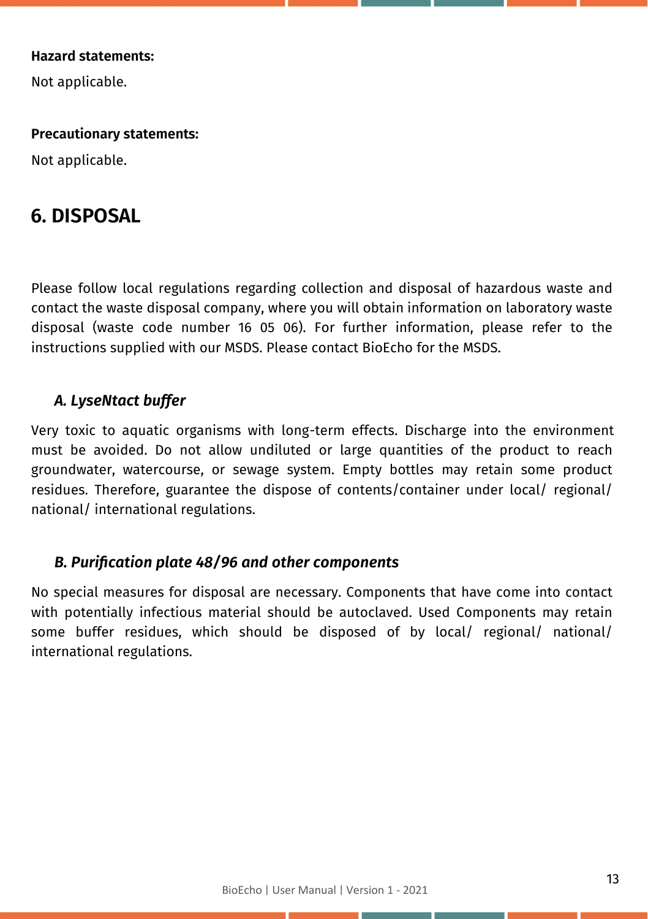**Hazard statements:**

Not applicable.

**Precautionary statements:**

Not applicable.

# 6. DISPOSAL

Please follow local regulations regarding collection and disposal of hazardous waste and contact the waste disposal company, where you will obtain information on laboratory waste disposal (waste code number 16 05 06). For further information, please refer to the instructions supplied with our MSDS. Please contact BioEcho for the MSDS.

### *A. LyseNtact buffer*

Very toxic to aquatic organisms with long-term effects. Discharge into the environment must be avoided. Do not allow undiluted or large quantities of the product to reach groundwater, watercourse, or sewage system. Empty bottles may retain some product residues. Therefore, guarantee the dispose of contents/container under local/ regional/ national/ international regulations.

### *B. Purification plate 48/96 and other components*

No special measures for disposal are necessary. Components that have come into contact with potentially infectious material should be autoclaved. Used Components may retain some buffer residues, which should be disposed of by local/ regional/ national/ international regulations.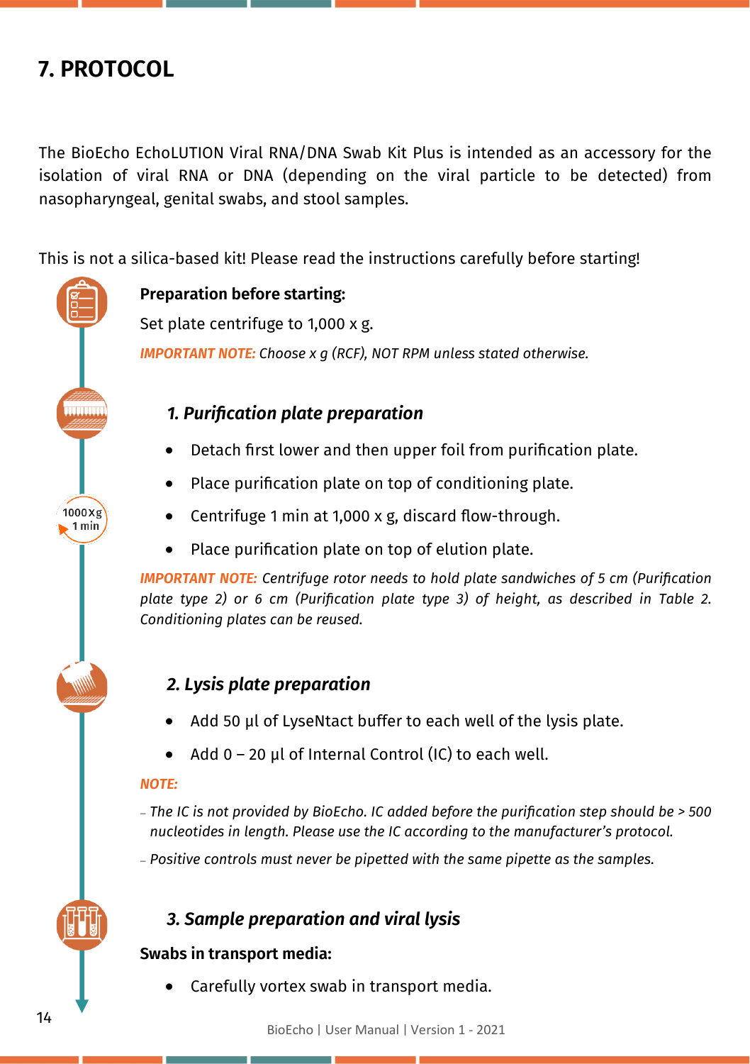# 7. PROTOCOL

The BioEcho EchoLUTION Viral RNA/DNA Swab Kit Plus is intended as an accessory for the isolation of viral RNA or DNA (depending on the viral particle to be detected) from nasopharyngeal, genital swabs, and stool samples.

This is not a silica-based kit! Please read the instructions carefully before starting!

**Preparation before starting:**

Set plate centrifuge to 1,000 x g.

***IMPORTANT NOTE:*** *Choose x g (RCF), NOT RPM unless stated otherwise.*

### *1. Purification plate preparation*

- Detach first lower and then upper foil from purification plate.
- Place purification plate on top of conditioning plate.
- Centrifuge 1 min at 1,000 x g, discard flow-through.
- Place purification plate on top of elution plate.

***IMPORTANT NOTE:*** *Centrifuge rotor needs to hold plate sandwiches of 5 cm (Purification plate type 2) or 6 cm (Purification plate type 3) of height, as described in Table 2. Conditioning plates can be reused.*

### *2. Lysis plate preparation*

- Add 50 µl of LyseNtact buffer to each well of the lysis plate.
- Add 0 – 20 µl of Internal Control (IC) to each well.

***NOTE:***

- *The IC is not provided by BioEcho. IC added before the purification step should be > 500 nucleotides in length. Please use the IC according to the manufacturer's protocol.*
- *Positive controls must never be pipetted with the same pipette as the samples.*

### *3. Sample preparation and viral lysis*

**Swabs in transport media:**

- Carefully vortex swab in transport media.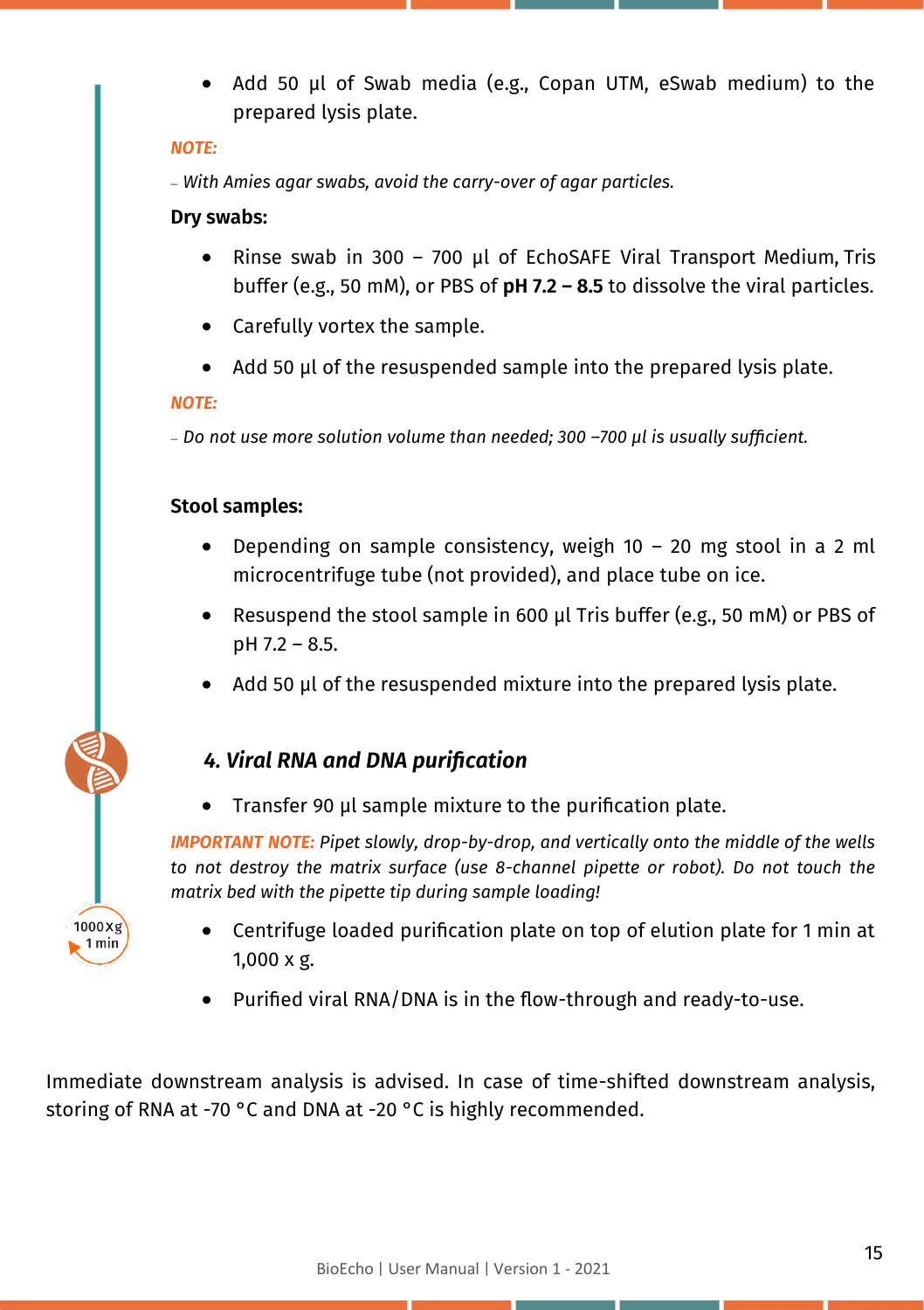- Add 50 µl of Swab media (e.g., Copan UTM, eSwab medium) to the prepared lysis plate.

***NOTE:***

*– With Amies agar swabs, avoid the carry-over of agar particles.*

**Dry swabs:**

- Rinse swab in 300 – 700 µl of EchoSAFE Viral Transport Medium, Tris buffer (e.g., 50 mM), or PBS of **pH 7.2 – 8.5** to dissolve the viral particles.
- Carefully vortex the sample.
- Add 50 µl of the resuspended sample into the prepared lysis plate.

***NOTE:***

*– Do not use more solution volume than needed; 300 –700 µl is usually sufficient.*

**Stool samples:**

- Depending on sample consistency, weigh 10 – 20 mg stool in a 2 ml microcentrifuge tube (not provided), and place tube on ice.
- Resuspend the stool sample in 600 µl Tris buffer (e.g., 50 mM) or PBS of pH 7.2 – 8.5.
- Add 50 µl of the resuspended mixture into the prepared lysis plate.

## *4. Viral RNA and DNA purification*

- Transfer 90 µl sample mixture to the purification plate.

***IMPORTANT NOTE:*** *Pipet slowly, drop-by-drop, and vertically onto the middle of the wells to not destroy the matrix surface (use 8-channel pipette or robot). Do not touch the matrix bed with the pipette tip during sample loading!*

1000xg 1 min

- Centrifuge loaded purification plate on top of elution plate for 1 min at 1,000 x g.
- Purified viral RNA/DNA is in the flow-through and ready-to-use.

Immediate downstream analysis is advised. In case of time-shifted downstream analysis, storing of RNA at -70 °C and DNA at -20 °C is highly recommended.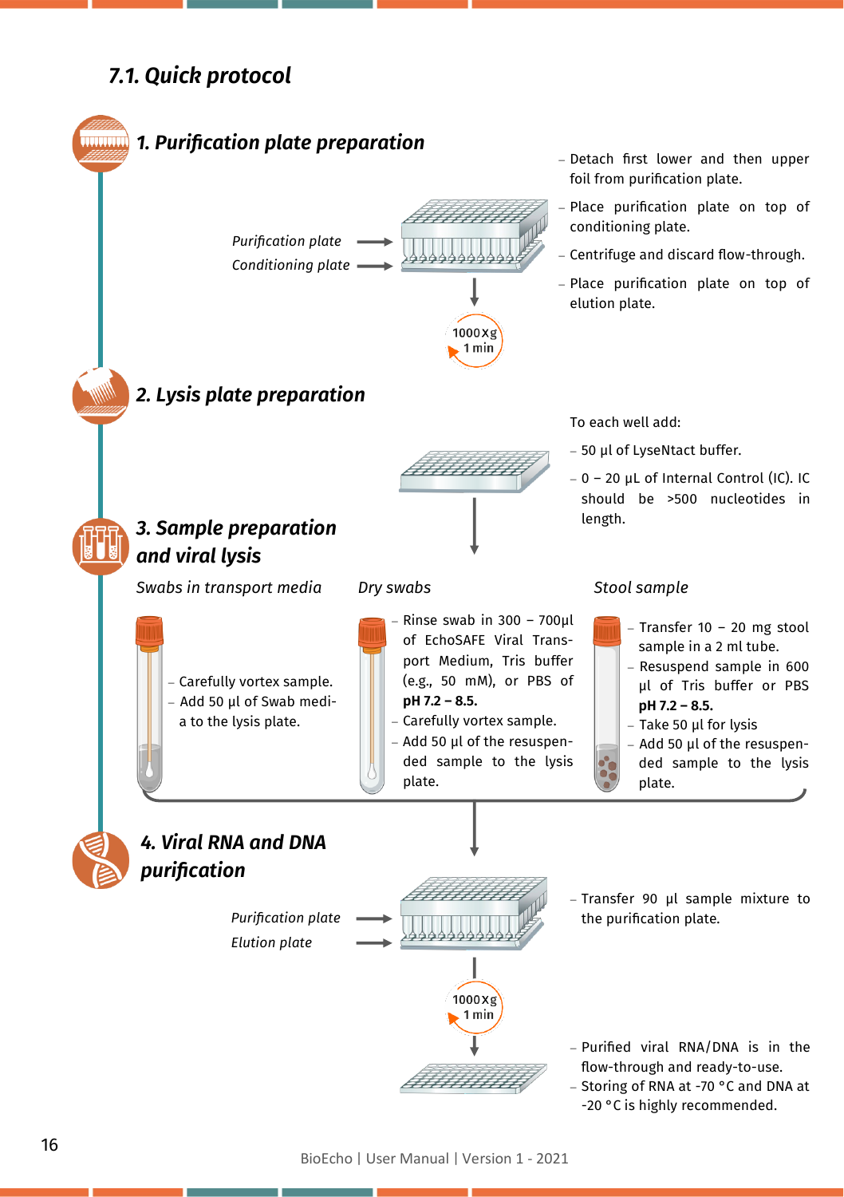## 7.1. Quick protocol

### 1. Purification plate preparation

*Purification plate*

*Conditioning plate*

1000 x g
1 min

- Detach first lower and then upper foil from purification plate.
- Place purification plate on top of conditioning plate.
- Centrifuge and discard flow-through.
- Place purification plate on top of elution plate.

### 2. Lysis plate preparation

To each well add:

- 50 µl of LyseNtact buffer.
- 0 – 20 µL of Internal Control (IC). IC should be >500 nucleotides in length.

### 3. Sample preparation and viral lysis

*Swabs in transport media*

- Carefully vortex sample.
- Add 50 µl of Swab media to the lysis plate.

*Dry swabs*

- Rinse swab in 300 – 700µl of EchoSAFE Viral Transport Medium, Tris buffer (e.g., 50 mM), or PBS of **pH 7.2 – 8.5.**
- Carefully vortex sample.
- Add 50 µl of the resuspended sample to the lysis plate.

*Stool sample*

- Transfer 10 – 20 mg stool sample in a 2 ml tube.
- Resuspend sample in 600 µl of Tris buffer or PBS **pH 7.2 – 8.5.**
- Take 50 µl for lysis
- Add 50 µl of the resuspended sample to the lysis plate.

### 4. Viral RNA and DNA purification

*Purification plate*

*Elution plate*

- Transfer 90 µl sample mixture to the purification plate.

1000 x g
1 min

- Purified viral RNA/DNA is in the flow-through and ready-to-use.
- Storing of RNA at -70 °C and DNA at -20 °C is highly recommended.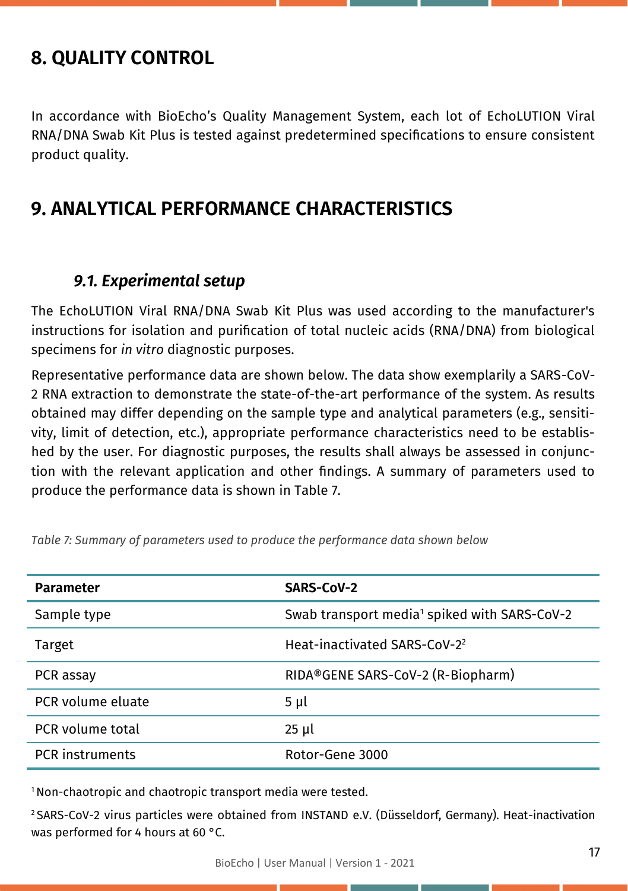# 8. QUALITY CONTROL

In accordance with BioEcho's Quality Management System, each lot of EchoLUTION Viral RNA/DNA Swab Kit Plus is tested against predetermined specifications to ensure consistent product quality.

# 9. ANALYTICAL PERFORMANCE CHARACTERISTICS

## *9.1. Experimental setup*

The EchoLUTION Viral RNA/DNA Swab Kit Plus was used according to the manufacturer's instructions for isolation and purification of total nucleic acids (RNA/DNA) from biological specimens for *in vitro* diagnostic purposes.

Representative performance data are shown below. The data show exemplarily a SARS-CoV-2 RNA extraction to demonstrate the state-of-the-art performance of the system. As results obtained may differ depending on the sample type and analytical parameters (e.g., sensitivity, limit of detection, etc.), appropriate performance characteristics need to be established by the user. For diagnostic purposes, the results shall always be assessed in conjunction with the relevant application and other findings. A summary of parameters used to produce the performance data is shown in Table 7.

*Table 7: Summary of parameters used to produce the performance data shown below*

| **Parameter** | **SARS-CoV-2** |
|---|---|
| Sample type | Swab transport media[1] spiked with SARS-CoV-2 |
| Target | Heat-inactivated SARS-CoV-2[2] |
| PCR assay | RIDA®GENE SARS-CoV-2 (R-Biopharm) |
| PCR volume eluate | 5 µl |
| PCR volume total | 25 µl |
| PCR instruments | Rotor-Gene 3000 |

[1] Non-chaotropic and chaotropic transport media were tested.

[2] SARS-CoV-2 virus particles were obtained from INSTAND e.V. (Düsseldorf, Germany). Heat-inactivation was performed for 4 hours at 60 °C.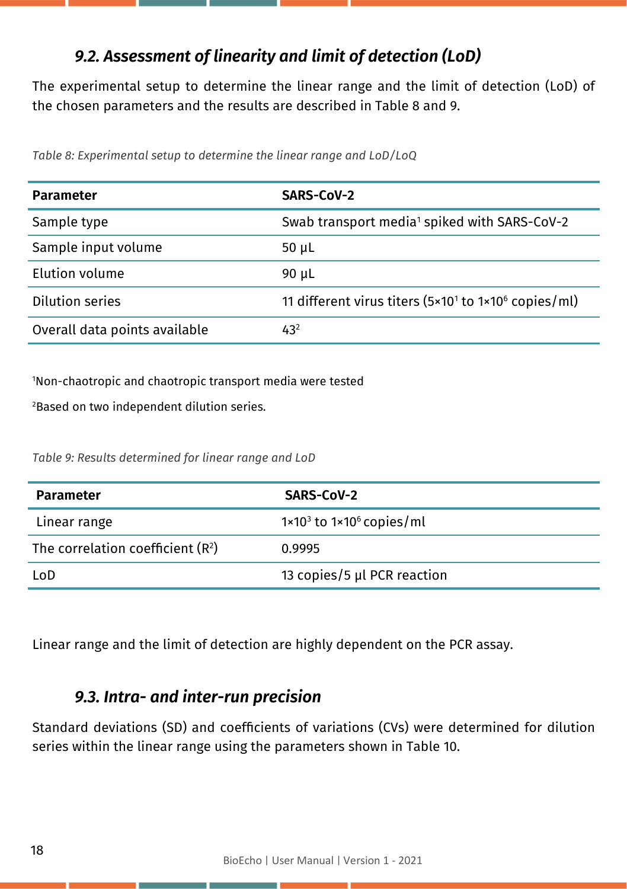### *9.2. Assessment of linearity and limit of detection (LoD)*

The experimental setup to determine the linear range and the limit of detection (LoD) of the chosen parameters and the results are described in Table 8 and 9.

*Table 8: Experimental setup to determine the linear range and LoD/LoQ*

| Parameter | SARS-CoV-2 |
|---|---|
| Sample type | Swab transport media[1] spiked with SARS-CoV-2 |
| Sample input volume | 50 µL |
| Elution volume | 90 µL |
| Dilution series | 11 different virus titers ($5 \times 10^1$ to $1 \times 10^6$ copies/ml) |
| Overall data points available | 43[2] |

[1]Non-chaotropic and chaotropic transport media were tested

[2]Based on two independent dilution series.

*Table 9: Results determined for linear range and LoD*

| Parameter | SARS-CoV-2 |
|---|---|
| Linear range | $1 \times 10^3$ to $1 \times 10^6$ copies/ml |
| The correlation coefficient ($R^2$) | 0.9995 |
| LoD | 13 copies/5 µl PCR reaction |

Linear range and the limit of detection are highly dependent on the PCR assay.

### *9.3. Intra- and inter-run precision*

Standard deviations (SD) and coefficients of variations (CVs) were determined for dilution series within the linear range using the parameters shown in Table 10.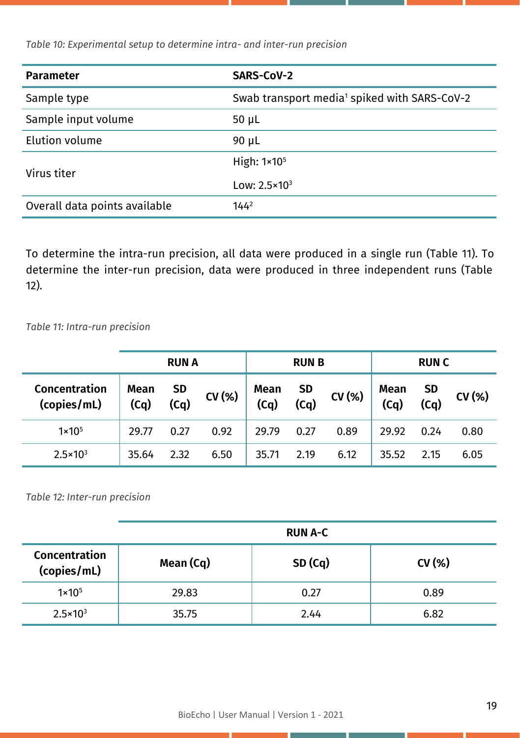*Table 10: Experimental setup to determine intra- and inter-run precision*

| Parameter | SARS-CoV-2 |
|---|---|
| Sample type | Swab transport media[1] spiked with SARS-CoV-2 |
| Sample input volume | 50 µL |
| Elution volume | 90 µL |
| Virus titer | High: $1×10^5$ |
| | Low: $2.5×10^3$ |
| Overall data points available | 144[2] |

To determine the intra-run precision, all data were produced in a single run (Table 11). To determine the inter-run precision, data were produced in three independent runs (Table 12).

*Table 11: Intra-run precision*

| | RUN A | | | RUN B | | | RUN C | | |
|---|---|---|---|---|---|---|---|---|---|
| Concentration (copies/mL) | Mean (Cq) | SD (Cq) | CV (%) | Mean (Cq) | SD (Cq) | CV (%) | Mean (Cq) | SD (Cq) | CV (%) |
| $1×10^5$ | 29.77 | 0.27 | 0.92 | 29.79 | 0.27 | 0.89 | 29.92 | 0.24 | 0.80 |
| $2.5×10^3$ | 35.64 | 2.32 | 6.50 | 35.71 | 2.19 | 6.12 | 35.52 | 2.15 | 6.05 |

*Table 12: Inter-run precision*

| | RUN A-C | | |
|---|---|---|---|
| Concentration (copies/mL) | Mean (Cq) | SD (Cq) | CV (%) |
| $1×10^5$ | 29.83 | 0.27 | 0.89 |
| $2.5×10^3$ | 35.75 | 2.44 | 6.82 |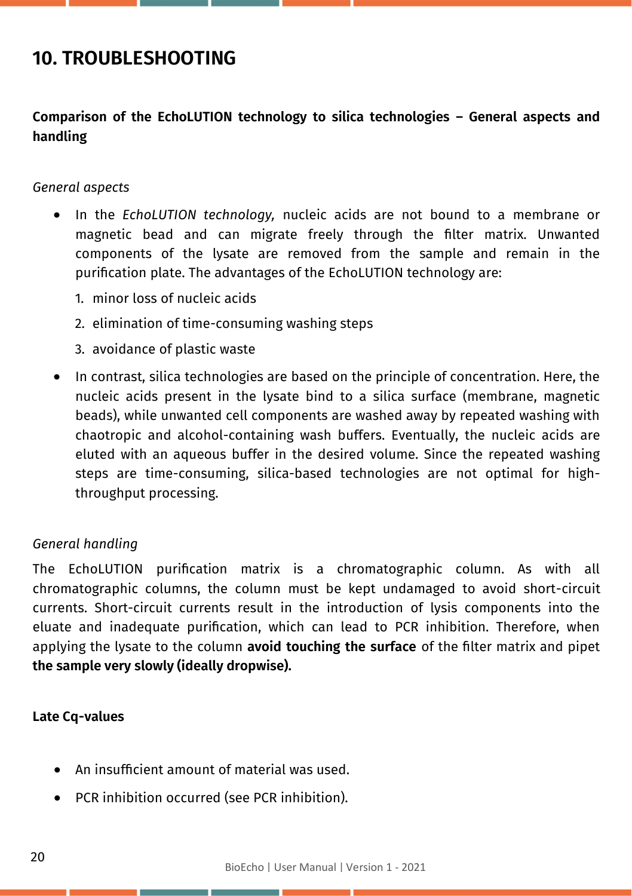# 10. TROUBLESHOOTING

**Comparison of the EchoLUTION technology to silica technologies – General aspects and handling**

*General aspects*

- In the *EchoLUTION technology,* nucleic acids are not bound to a membrane or magnetic bead and can migrate freely through the filter matrix. Unwanted components of the lysate are removed from the sample and remain in the purification plate. The advantages of the EchoLUTION technology are:
  1. minor loss of nucleic acids
  2. elimination of time-consuming washing steps
  3. avoidance of plastic waste
- In contrast, silica technologies are based on the principle of concentration. Here, the nucleic acids present in the lysate bind to a silica surface (membrane, magnetic beads), while unwanted cell components are washed away by repeated washing with chaotropic and alcohol-containing wash buffers. Eventually, the nucleic acids are eluted with an aqueous buffer in the desired volume. Since the repeated washing steps are time-consuming, silica-based technologies are not optimal for high-throughput processing.

*General handling*

The EchoLUTION purification matrix is a chromatographic column. As with all chromatographic columns, the column must be kept undamaged to avoid short-circuit currents. Short-circuit currents result in the introduction of lysis components into the eluate and inadequate purification, which can lead to PCR inhibition. Therefore, when applying the lysate to the column **avoid touching the surface** of the filter matrix and pipet **the sample very slowly (ideally dropwise)**.

**Late Cq-values**

- An insufficient amount of material was used.
- PCR inhibition occurred (see PCR inhibition).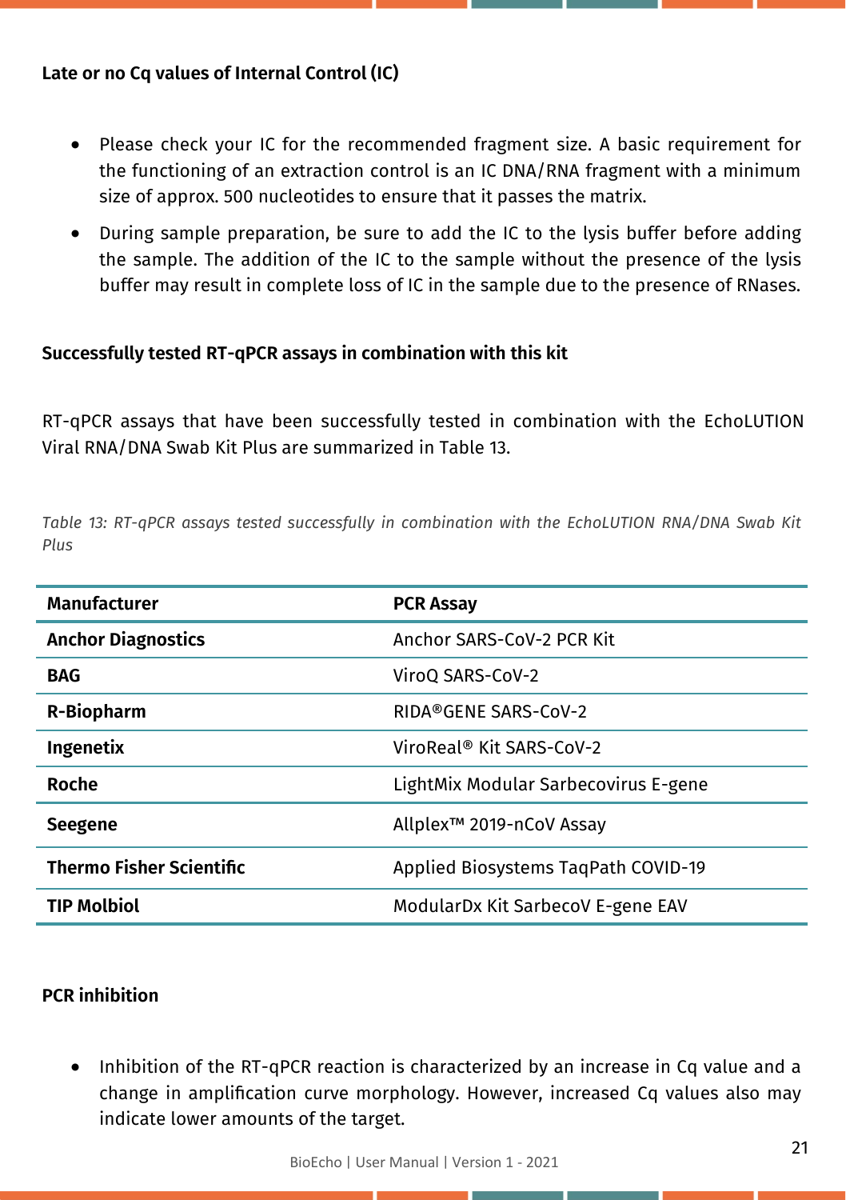**Late or no Cq values of Internal Control (IC)**

- Please check your IC for the recommended fragment size. A basic requirement for the functioning of an extraction control is an IC DNA/RNA fragment with a minimum size of approx. 500 nucleotides to ensure that it passes the matrix.
- During sample preparation, be sure to add the IC to the lysis buffer before adding the sample. The addition of the IC to the sample without the presence of the lysis buffer may result in complete loss of IC in the sample due to the presence of RNases.

**Successfully tested RT-qPCR assays in combination with this kit**

RT-qPCR assays that have been successfully tested in combination with the EchoLUTION Viral RNA/DNA Swab Kit Plus are summarized in Table 13.

*Table 13: RT-qPCR assays tested successfully in combination with the EchoLUTION RNA/DNA Swab Kit Plus*

| Manufacturer | PCR Assay |
|---|---|
| **Anchor Diagnostics** | Anchor SARS-CoV-2 PCR Kit |
| **BAG** | ViroQ SARS-CoV-2 |
| **R-Biopharm** | RIDA®GENE SARS-CoV-2 |
| **Ingenetix** | ViroReal® Kit SARS-CoV-2 |
| **Roche** | LightMix Modular Sarbecovirus E-gene |
| **Seegene** | Allplex™ 2019-nCoV Assay |
| **Thermo Fisher Scientific** | Applied Biosystems TaqPath COVID-19 |
| **TIP Molbiol** | ModularDx Kit SarbecoV E-gene EAV |

**PCR inhibition**

- Inhibition of the RT-qPCR reaction is characterized by an increase in Cq value and a change in amplification curve morphology. However, increased Cq values also may indicate lower amounts of the target.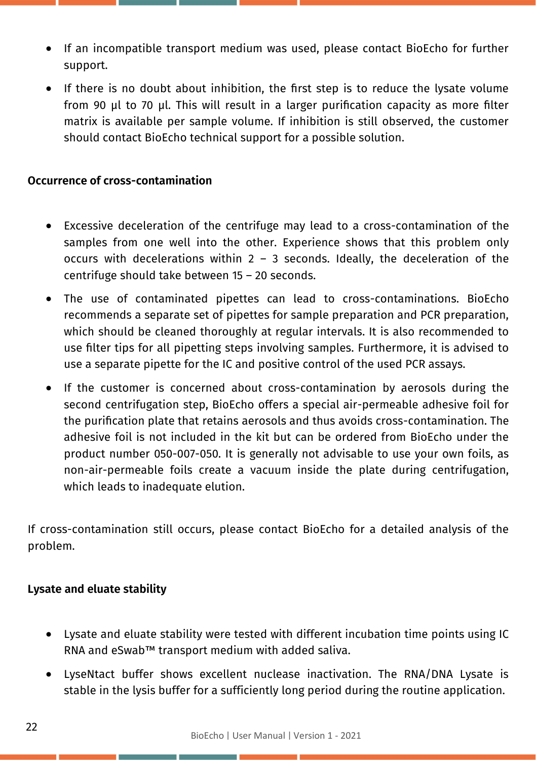- If an incompatible transport medium was used, please contact BioEcho for further support.
- If there is no doubt about inhibition, the first step is to reduce the lysate volume from 90 µl to 70 µl. This will result in a larger purification capacity as more filter matrix is available per sample volume. If inhibition is still observed, the customer should contact BioEcho technical support for a possible solution.

**Occurrence of cross-contamination**

- Excessive deceleration of the centrifuge may lead to a cross-contamination of the samples from one well into the other. Experience shows that this problem only occurs with decelerations within 2 – 3 seconds. Ideally, the deceleration of the centrifuge should take between 15 – 20 seconds.
- The use of contaminated pipettes can lead to cross-contaminations. BioEcho recommends a separate set of pipettes for sample preparation and PCR preparation, which should be cleaned thoroughly at regular intervals. It is also recommended to use filter tips for all pipetting steps involving samples. Furthermore, it is advised to use a separate pipette for the IC and positive control of the used PCR assays.
- If the customer is concerned about cross-contamination by aerosols during the second centrifugation step, BioEcho offers a special air-permeable adhesive foil for the purification plate that retains aerosols and thus avoids cross-contamination. The adhesive foil is not included in the kit but can be ordered from BioEcho under the product number 050-007-050. It is generally not advisable to use your own foils, as non-air-permeable foils create a vacuum inside the plate during centrifugation, which leads to inadequate elution.

If cross-contamination still occurs, please contact BioEcho for a detailed analysis of the problem.

**Lysate and eluate stability**

- Lysate and eluate stability were tested with different incubation time points using IC RNA and eSwab™ transport medium with added saliva.
- LyseNtact buffer shows excellent nuclease inactivation. The RNA/DNA Lysate is stable in the lysis buffer for a sufficiently long period during the routine application.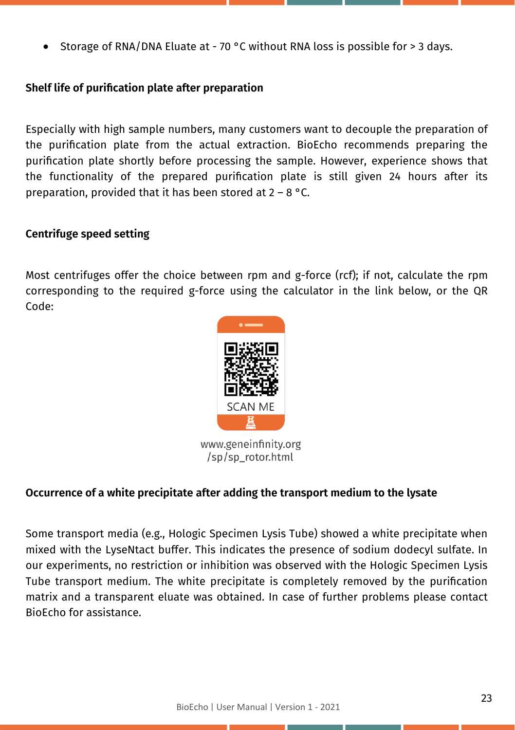- Storage of RNA/DNA Eluate at - 70 °C without RNA loss is possible for > 3 days.

**Shelf life of purification plate after preparation**

Especially with high sample numbers, many customers want to decouple the preparation of the purification plate from the actual extraction. BioEcho recommends preparing the purification plate shortly before processing the sample. However, experience shows that the functionality of the prepared purification plate is still given 24 hours after its preparation, provided that it has been stored at 2 – 8 °C.

**Centrifuge speed setting**

Most centrifuges offer the choice between rpm and g-force (rcf); if not, calculate the rpm corresponding to the required g-force using the calculator in the link below, or the QR Code:

SCAN ME

www.geneinfinity.org/sp/sp_rotor.html

**Occurrence of a white precipitate after adding the transport medium to the lysate**

Some transport media (e.g., Hologic Specimen Lysis Tube) showed a white precipitate when mixed with the LyseNtact buffer. This indicates the presence of sodium dodecyl sulfate. In our experiments, no restriction or inhibition was observed with the Hologic Specimen Lysis Tube transport medium. The white precipitate is completely removed by the purification matrix and a transparent eluate was obtained. In case of further problems please contact BioEcho for assistance.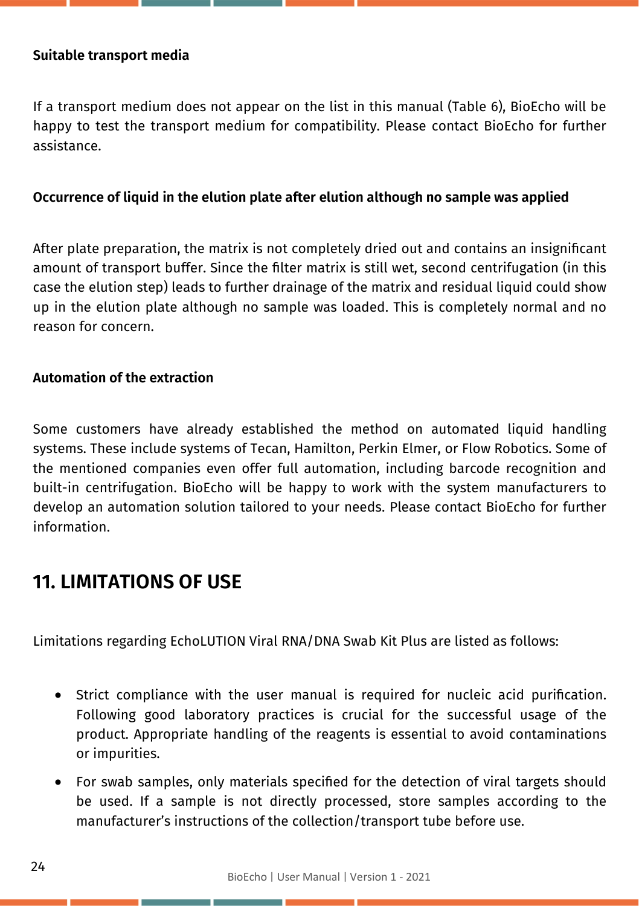**Suitable transport media**

If a transport medium does not appear on the list in this manual (Table 6), BioEcho will be happy to test the transport medium for compatibility. Please contact BioEcho for further assistance.

**Occurrence of liquid in the elution plate after elution although no sample was applied**

After plate preparation, the matrix is not completely dried out and contains an insignificant amount of transport buffer. Since the filter matrix is still wet, second centrifugation (in this case the elution step) leads to further drainage of the matrix and residual liquid could show up in the elution plate although no sample was loaded. This is completely normal and no reason for concern.

**Automation of the extraction**

Some customers have already established the method on automated liquid handling systems. These include systems of Tecan, Hamilton, Perkin Elmer, or Flow Robotics. Some of the mentioned companies even offer full automation, including barcode recognition and built-in centrifugation. BioEcho will be happy to work with the system manufacturers to develop an automation solution tailored to your needs. Please contact BioEcho for further information.

## 11. LIMITATIONS OF USE

Limitations regarding EchoLUTION Viral RNA/DNA Swab Kit Plus are listed as follows:

- Strict compliance with the user manual is required for nucleic acid purification. Following good laboratory practices is crucial for the successful usage of the product. Appropriate handling of the reagents is essential to avoid contaminations or impurities.
- For swab samples, only materials specified for the detection of viral targets should be used. If a sample is not directly processed, store samples according to the manufacturer's instructions of the collection/transport tube before use.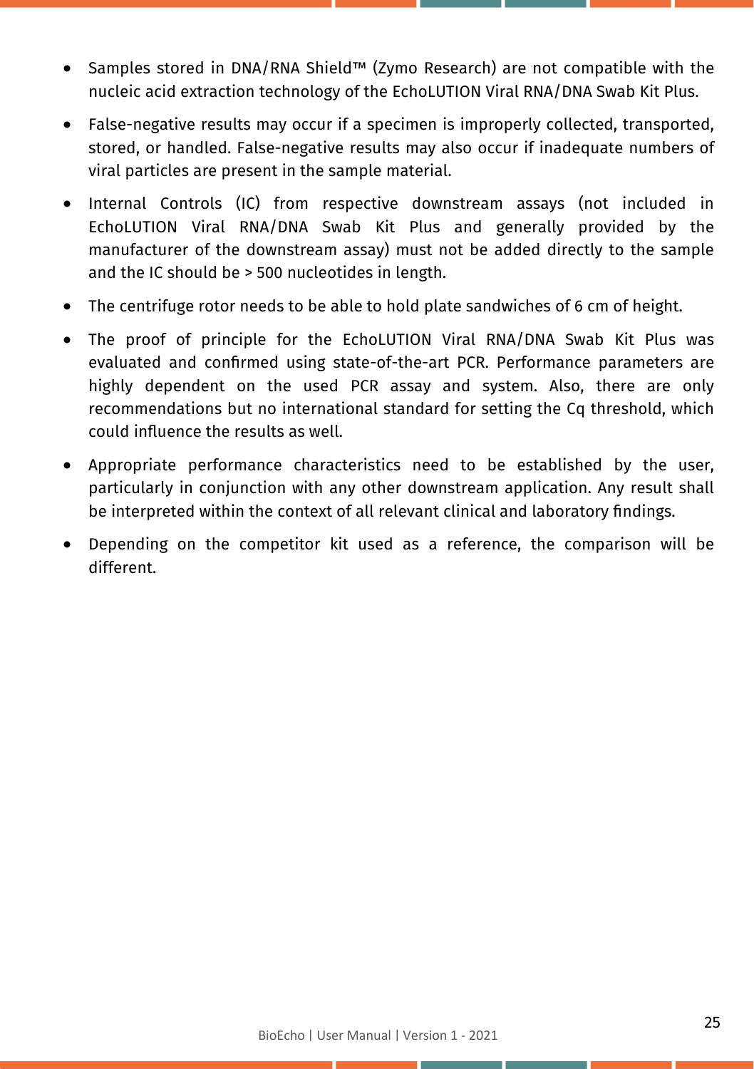- Samples stored in DNA/RNA Shield™ (Zymo Research) are not compatible with the nucleic acid extraction technology of the EchoLUTION Viral RNA/DNA Swab Kit Plus.
- False-negative results may occur if a specimen is improperly collected, transported, stored, or handled. False-negative results may also occur if inadequate numbers of viral particles are present in the sample material.
- Internal Controls (IC) from respective downstream assays (not included in EchoLUTION Viral RNA/DNA Swab Kit Plus and generally provided by the manufacturer of the downstream assay) must not be added directly to the sample and the IC should be > 500 nucleotides in length.
- The centrifuge rotor needs to be able to hold plate sandwiches of 6 cm of height.
- The proof of principle for the EchoLUTION Viral RNA/DNA Swab Kit Plus was evaluated and confirmed using state-of-the-art PCR. Performance parameters are highly dependent on the used PCR assay and system. Also, there are only recommendations but no international standard for setting the Cq threshold, which could influence the results as well.
- Appropriate performance characteristics need to be established by the user, particularly in conjunction with any other downstream application. Any result shall be interpreted within the context of all relevant clinical and laboratory findings.
- Depending on the competitor kit used as a reference, the comparison will be different.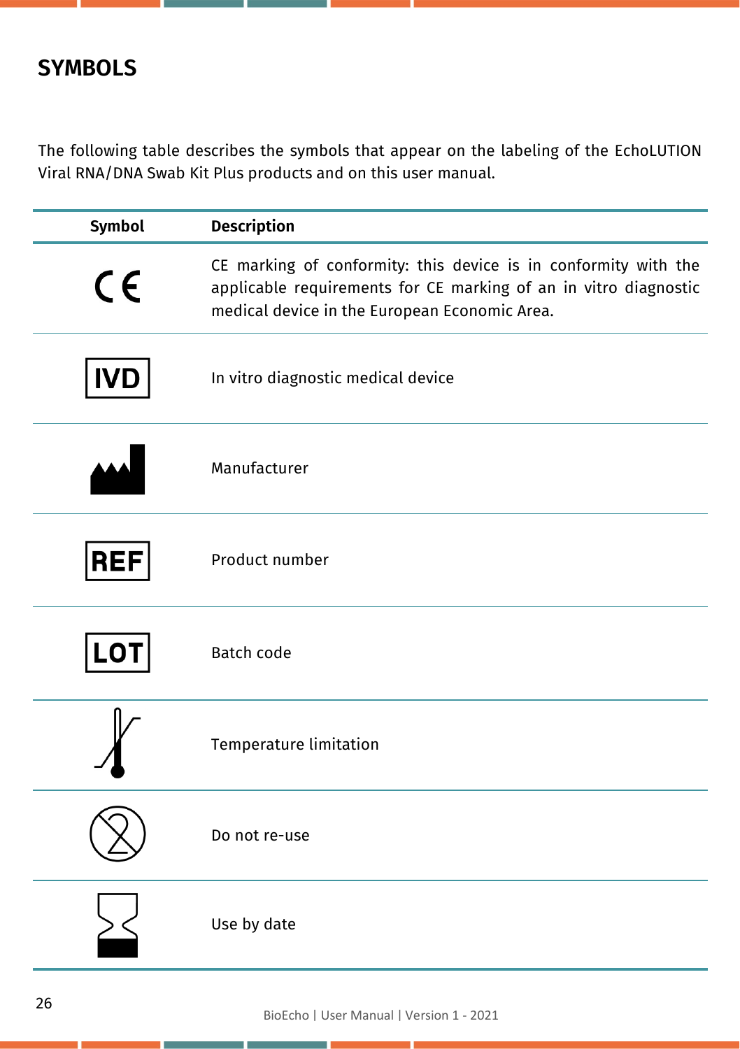## SYMBOLS

The following table describes the symbols that appear on the labeling of the EchoLUTION Viral RNA/DNA Swab Kit Plus products and on this user manual.

| Symbol | Description |
|---|---|
| CE | CE marking of conformity: this device is in conformity with the applicable requirements for CE marking of an in vitro diagnostic medical device in the European Economic Area. |
| IVD | In vitro diagnostic medical device |
| | Manufacturer |
| REF | Product number |
| LOT | Batch code |
| | Temperature limitation |
| | Do not re-use |
| | Use by date |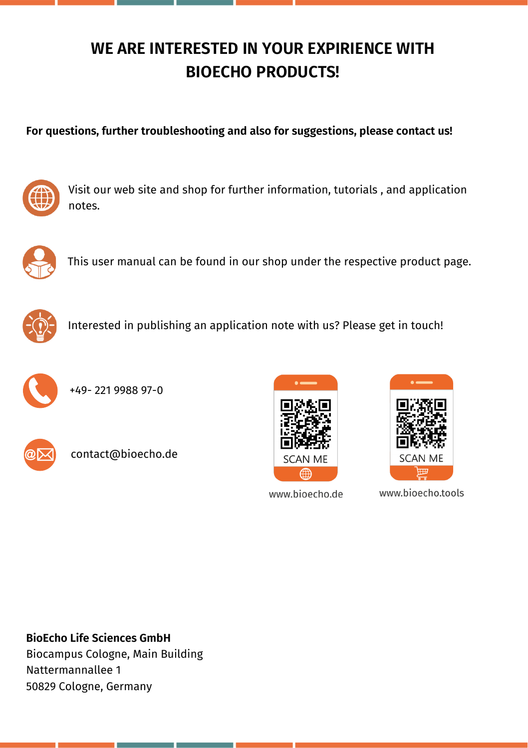# WE ARE INTERESTED IN YOUR EXPIRIENCE WITH BIOECHO PRODUCTS!

**For questions, further troubleshooting and also for suggestions, please contact us!**

Visit our web site and shop for further information, tutorials , and application notes.

This user manual can be found in our shop under the respective product page.

Interested in publishing an application note with us? Please get in touch!

+49- 221 9988 97-0

contact@bioecho.de

SCAN ME

www.bioecho.de

SCAN ME

www.bioecho.tools

**BioEcho Life Sciences GmbH**
Biocampus Cologne, Main Building
Nattermannallee 1
50829 Cologne, Germany